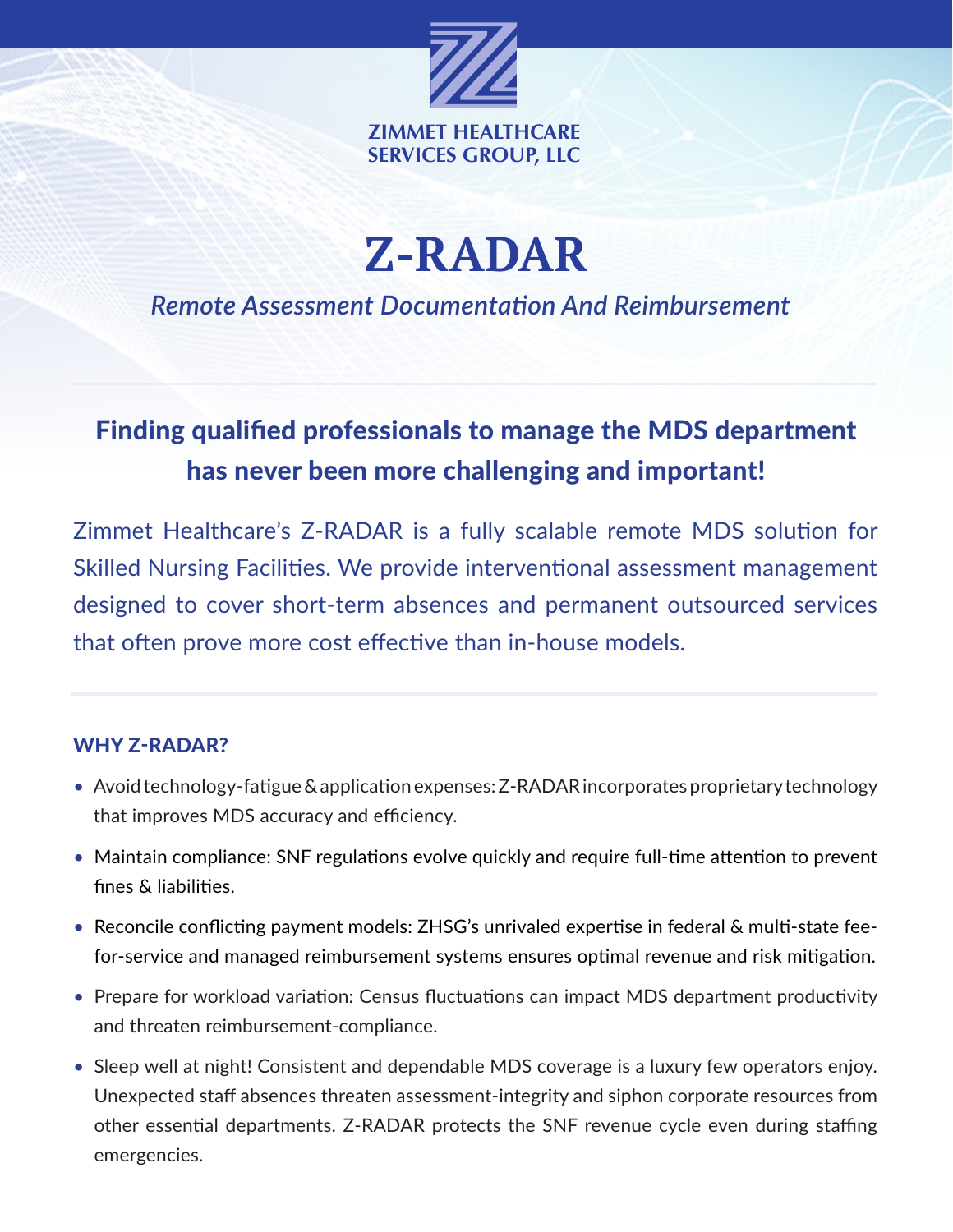ZIMMET HEALTHCARE SERVICES GROUP, LLC

# Z-RADAR

*Remote Assessment Documentation And Reimbursement*

## Finding qualified professionals to manage the MDS department has never been more challenging and important!

Zimmet Healthcare's Z-RADAR is a fully scalable remote MDS solution for Skilled Nursing Facilities. We provide interventional assessment management designed to cover short-term absences and permanent outsourced services that often prove more cost effective than in-house models.

### WHY Z-RADAR?

- Avoid technology-fatigue & application expenses: Z-RADAR incorporates proprietary technology that improves MDS accuracy and efficiency.
- Maintain compliance: SNF regulations evolve quickly and require full-time attention to prevent fines & liabilities.
- Reconcile conflicting payment models: ZHSG's unrivaled expertise in federal & multi-state fee-for-service and managed reimbursement systems ensures optimal revenue and risk mitigation.
- Prepare for workload variation: Census fluctuations can impact MDS department productivity and threaten reimbursement-compliance.
- Sleep well at night! Consistent and dependable MDS coverage is a luxury few operators enjoy. Unexpected staff absences threaten assessment-integrity and siphon corporate resources from other essential departments. Z-RADAR protects the SNF revenue cycle even during staffing emergencies.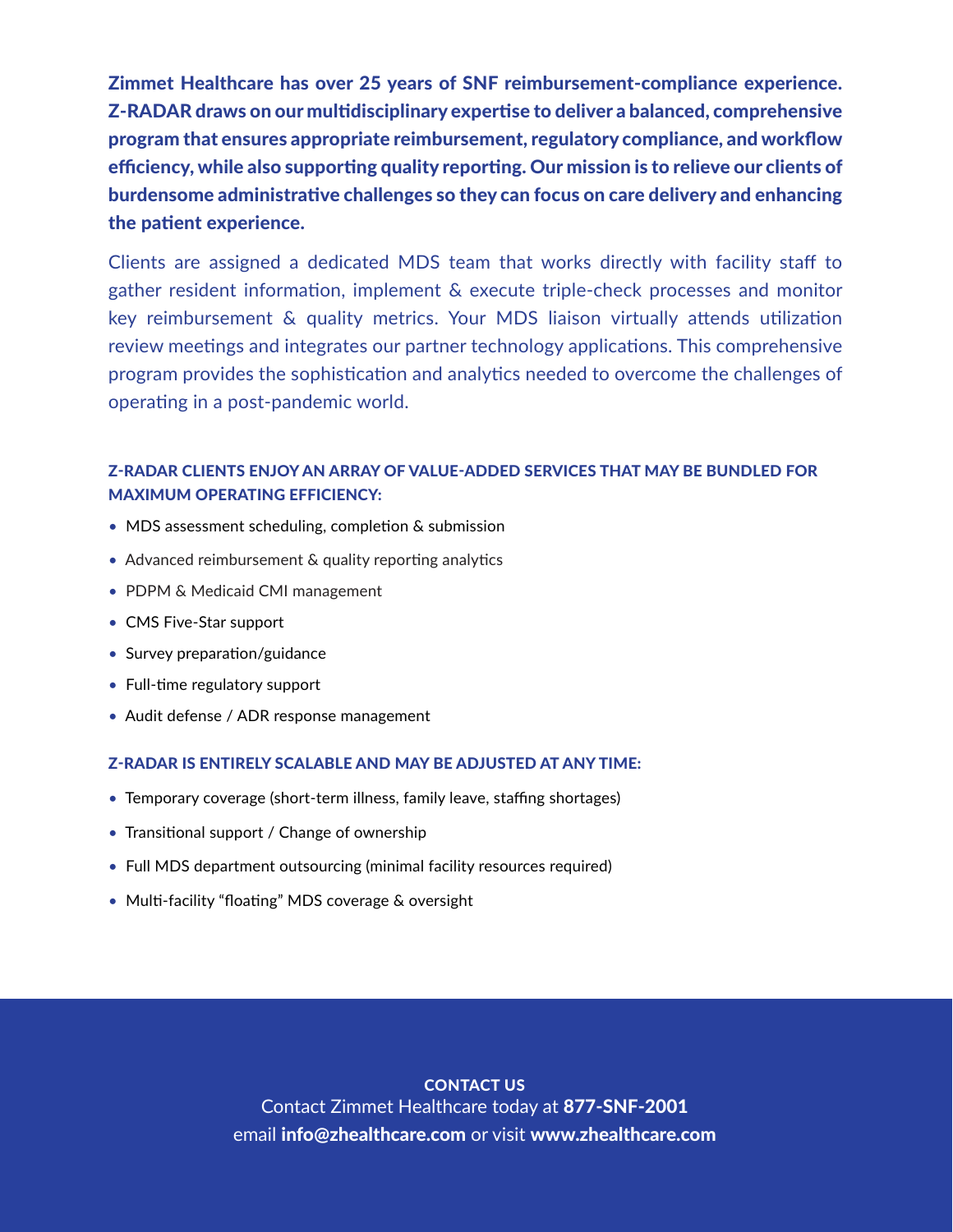**Zimmet Healthcare has over 25 years of SNF reimbursement-compliance experience. Z-RADAR draws on our multidisciplinary expertise to deliver a balanced, comprehensive program that ensures appropriate reimbursement, regulatory compliance, and workflow efficiency, while also supporting quality reporting. Our mission is to relieve our clients of burdensome administrative challenges so they can focus on care delivery and enhancing the patient experience.**

Clients are assigned a dedicated MDS team that works directly with facility staff to gather resident information, implement & execute triple-check processes and monitor key reimbursement & quality metrics. Your MDS liaison virtually attends utilization review meetings and integrates our partner technology applications. This comprehensive program provides the sophistication and analytics needed to overcome the challenges of operating in a post-pandemic world.

### Z-RADAR CLIENTS ENJOY AN ARRAY OF VALUE-ADDED SERVICES THAT MAY BE BUNDLED FOR MAXIMUM OPERATING EFFICIENCY:

- MDS assessment scheduling, completion & submission
- Advanced reimbursement & quality reporting analytics
- PDPM & Medicaid CMI management
- CMS Five-Star support
- Survey preparation/guidance
- Full-time regulatory support
- Audit defense / ADR response management

### Z-RADAR IS ENTIRELY SCALABLE AND MAY BE ADJUSTED AT ANY TIME:

- Temporary coverage (short-term illness, family leave, staffing shortages)
- Transitional support / Change of ownership
- Full MDS department outsourcing (minimal facility resources required)
- Multi-facility "floating" MDS coverage & oversight

**CONTACT US**

Contact Zimmet Healthcare today at **877-SNF-2001**
email **info@zhealthcare.com** or visit **www.zhealthcare.com**